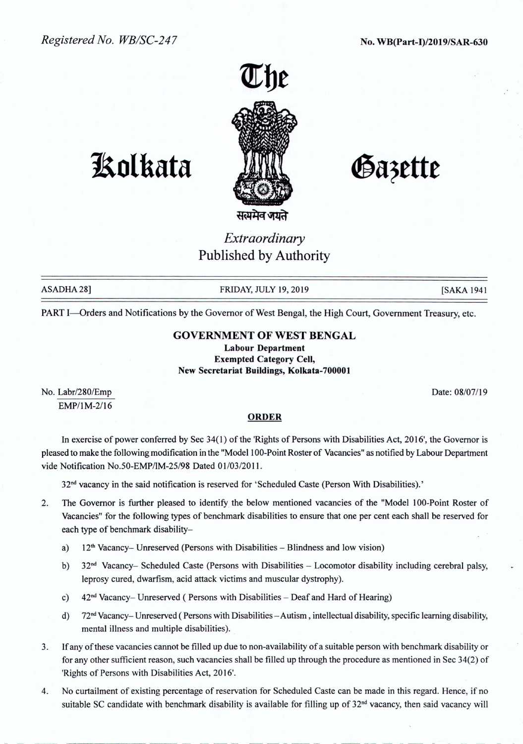Registered No. WB/SC-247

No. WB(Part-I)/2019/SAR-630

# The Kolkata Gazette

सत्यमेव जयते

*Extraordinary*
Published by Authority

ASADHA 28] FRIDAY, JULY 19, 2019 [SAKA 1941

PART I—Orders and Notifications by the Governor of West Bengal, the High Court, Government Treasury, etc.

## GOVERNMENT OF WEST BENGAL

**Labour Department**
**Exempted Category Cell,**
**New Secretariat Buildings, Kolkata-700001**

No. Labr/280/Emp
EMP/1M-2/16

Date: 08/07/19

### ORDER

In exercise of power conferred by Sec 34(1) of the 'Rights of Persons with Disabilities Act, 2016', the Governor is pleased to make the following modification in the "Model 100-Point Roster of Vacancies" as notified by Labour Department vide Notification No.50-EMP/lM-25/98 Dated 01/03/2011.

32nd vacancy in the said notification is reserved for 'Scheduled Caste (Person With Disabilities).'

2. The Governor is further pleased to identify the below mentioned vacancies of the "Model 100-Point Roster of Vacancies" for the following types of benchmark disabilities to ensure that one per cent each shall be reserved for each type of benchmark disability–

   a) 12th Vacancy– Unreserved (Persons with Disabilities – Blindness and low vision)

   b) 32nd Vacancy– Scheduled Caste (Persons with Disabilities – Locomotor disability including cerebral palsy, leprosy cured, dwarfism, acid attack victims and muscular dystrophy).

   c) 42nd Vacancy– Unreserved ( Persons with Disabilities – Deaf and Hard of Hearing)

   d) 72nd Vacancy– Unreserved ( Persons with Disabilities – Autism , intellectual disability, specific learning disability, mental illness and multiple disabilities).

3. If any of these vacancies cannot be filled up due to non-availability of a suitable person with benchmark disability or for any other sufficient reason, such vacancies shall be filled up through the procedure as mentioned in Sec 34(2) of 'Rights of Persons with Disabilities Act, 2016'.

4. No curtailment of existing percentage of reservation for Scheduled Caste can be made in this regard. Hence, if no suitable SC candidate with benchmark disability is available for filling up of 32nd vacancy, then said vacancy will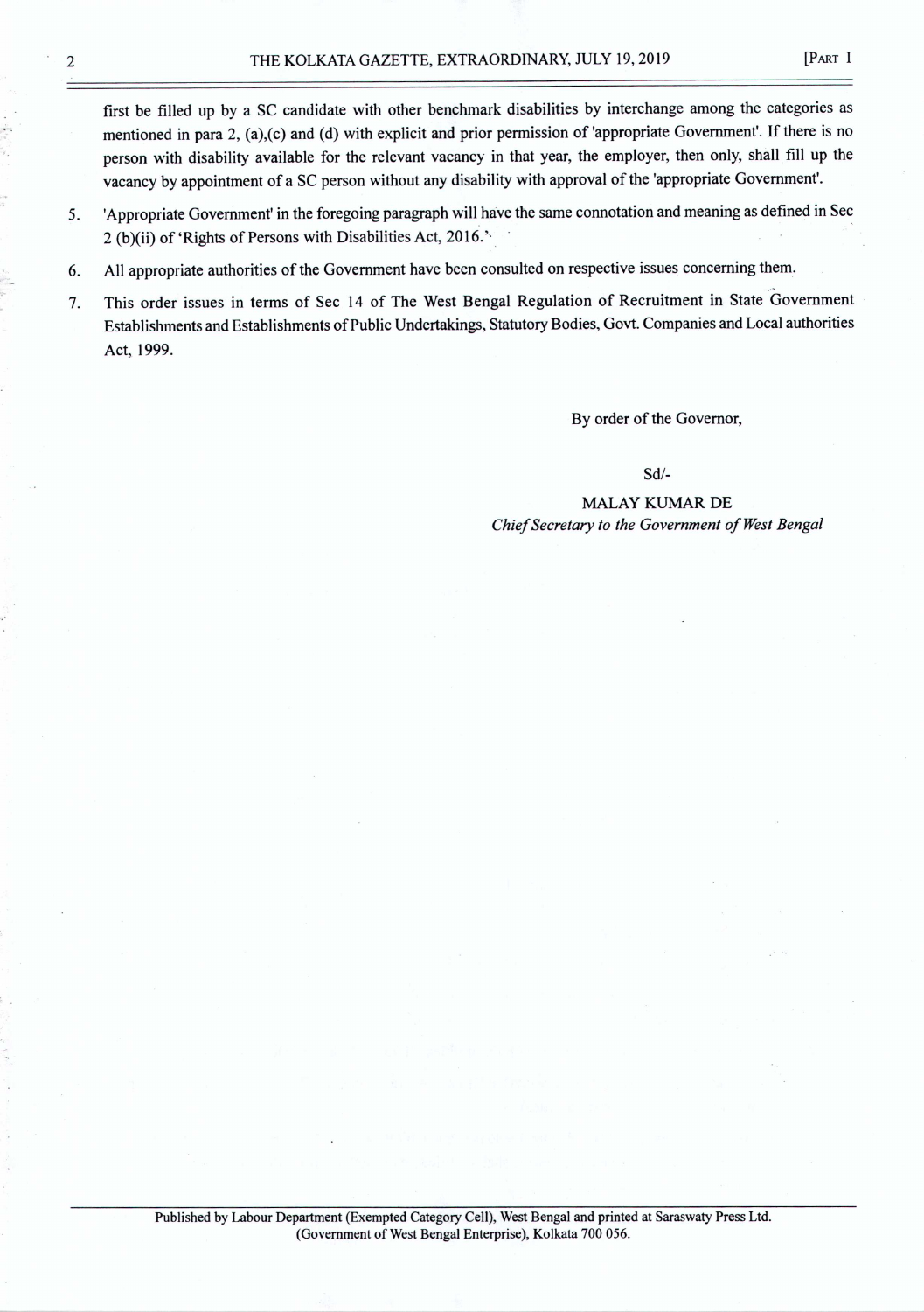first be filled up by a SC candidate with other benchmark disabilities by interchange among the categories as mentioned in para 2, (a),(c) and (d) with explicit and prior permission of 'appropriate Government'. If there is no person with disability available for the relevant vacancy in that year, the employer, then only, shall fill up the vacancy by appointment of a SC person without any disability with approval of the 'appropriate Government'.

5. 'Appropriate Government' in the foregoing paragraph will have the same connotation and meaning as defined in Sec 2 (b)(ii) of 'Rights of Persons with Disabilities Act, 2016.'

6. All appropriate authorities of the Government have been consulted on respective issues concerning them.

7. This order issues in terms of Sec 14 of The West Bengal Regulation of Recruitment in State Government Establishments and Establishments of Public Undertakings, Statutory Bodies, Govt. Companies and Local authorities Act, 1999.

By order of the Governor,

Sd/-

MALAY KUMAR DE
*Chief Secretary to the Government of West Bengal*

Published by Labour Department (Exempted Category Cell), West Bengal and printed at Saraswaty Press Ltd. (Government of West Bengal Enterprise), Kolkata 700 056.